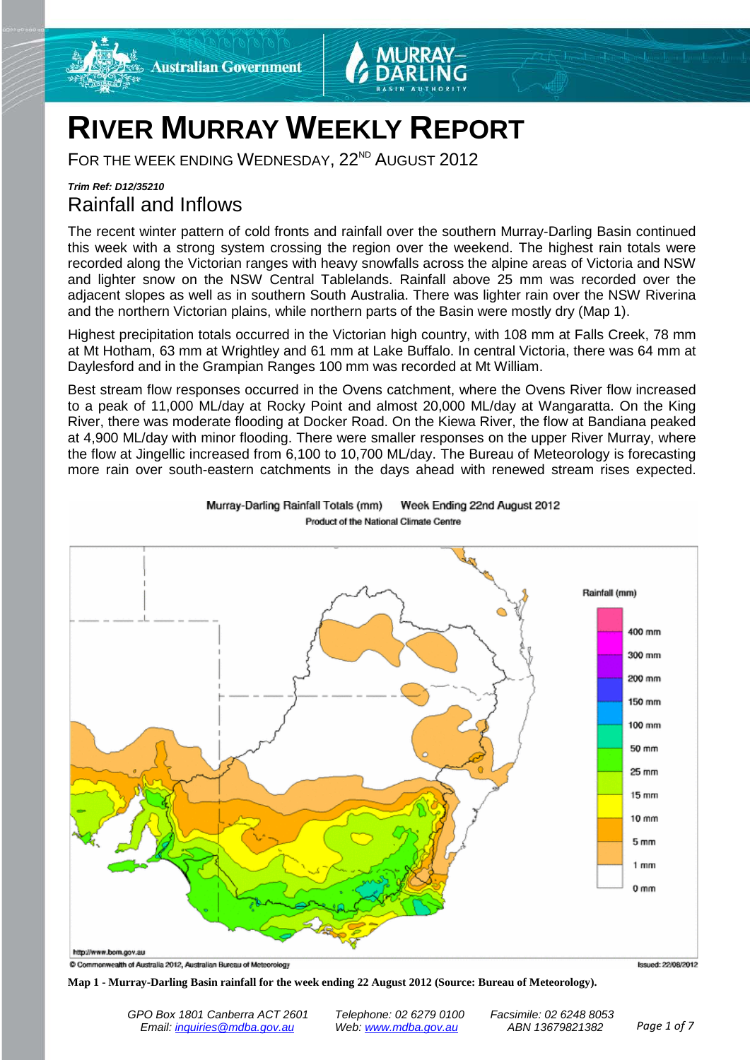# RIVER MURRAY WEEKLY REPORT

FOR THE WEEK ENDING WEDNESDAY, 22ND AUGUST 2012

***Trim Ref: D12/35210***

## Rainfall and Inflows

The recent winter pattern of cold fronts and rainfall over the southern Murray-Darling Basin continued this week with a strong system crossing the region over the weekend. The highest rain totals were recorded along the Victorian ranges with heavy snowfalls across the alpine areas of Victoria and NSW and lighter snow on the NSW Central Tablelands. Rainfall above 25 mm was recorded over the adjacent slopes as well as in southern South Australia. There was lighter rain over the NSW Riverina and the northern Victorian plains, while northern parts of the Basin were mostly dry (Map 1).

Highest precipitation totals occurred in the Victorian high country, with 108 mm at Falls Creek, 78 mm at Mt Hotham, 63 mm at Wrightley and 61 mm at Lake Buffalo. In central Victoria, there was 64 mm at Daylesford and in the Grampian Ranges 100 mm was recorded at Mt William.

Best stream flow responses occurred in the Ovens catchment, where the Ovens River flow increased to a peak of 11,000 ML/day at Rocky Point and almost 20,000 ML/day at Wangaratta. On the King River, there was moderate flooding at Docker Road. On the Kiewa River, the flow at Bandiana peaked at 4,900 ML/day with minor flooding. There were smaller responses on the upper River Murray, where the flow at Jingellic increased from 6,100 to 10,700 ML/day. The Bureau of Meteorology is forecasting more rain over south-eastern catchments in the days ahead with renewed stream rises expected.

**Map 1 - Murray-Darling Basin rainfall for the week ending 22 August 2012 (Source: Bureau of Meteorology).**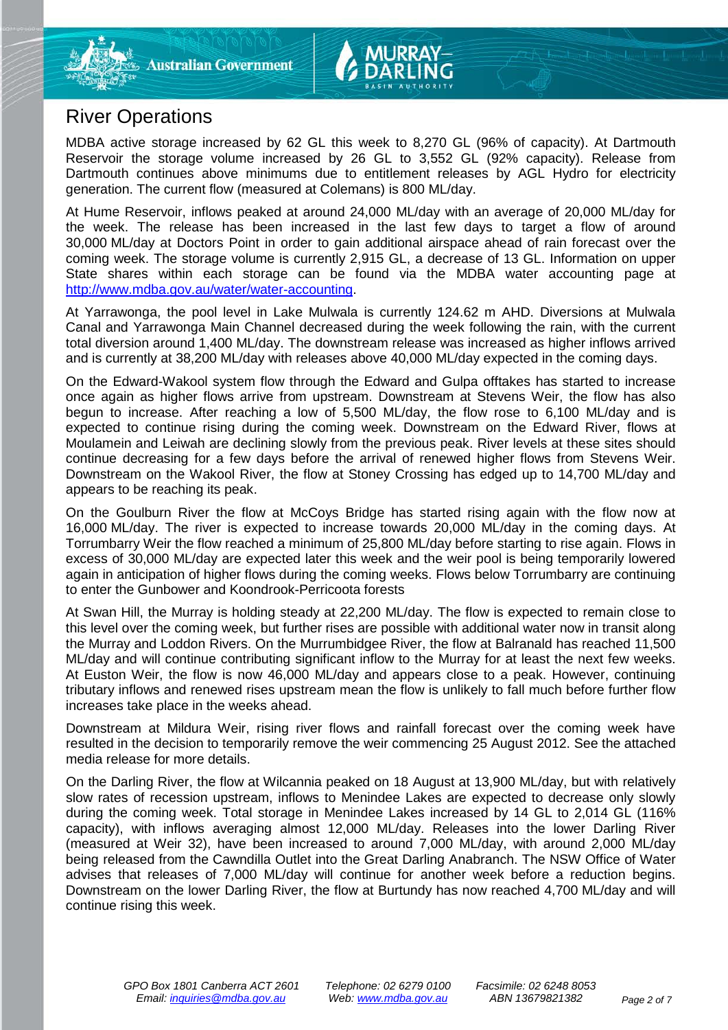# River Operations

MDBA active storage increased by 62 GL this week to 8,270 GL (96% of capacity). At Dartmouth Reservoir the storage volume increased by 26 GL to 3,552 GL (92% capacity). Release from Dartmouth continues above minimums due to entitlement releases by AGL Hydro for electricity generation. The current flow (measured at Colemans) is 800 ML/day.

At Hume Reservoir, inflows peaked at around 24,000 ML/day with an average of 20,000 ML/day for the week. The release has been increased in the last few days to target a flow of around 30,000 ML/day at Doctors Point in order to gain additional airspace ahead of rain forecast over the coming week. The storage volume is currently 2,915 GL, a decrease of 13 GL. Information on upper State shares within each storage can be found via the MDBA water accounting page at http://www.mdba.gov.au/water/water-accounting.

At Yarrawonga, the pool level in Lake Mulwala is currently 124.62 m AHD. Diversions at Mulwala Canal and Yarrawonga Main Channel decreased during the week following the rain, with the current total diversion around 1,400 ML/day. The downstream release was increased as higher inflows arrived and is currently at 38,200 ML/day with releases above 40,000 ML/day expected in the coming days.

On the Edward-Wakool system flow through the Edward and Gulpa offtakes has started to increase once again as higher flows arrive from upstream. Downstream at Stevens Weir, the flow has also begun to increase. After reaching a low of 5,500 ML/day, the flow rose to 6,100 ML/day and is expected to continue rising during the coming week. Downstream on the Edward River, flows at Moulamein and Leiwah are declining slowly from the previous peak. River levels at these sites should continue decreasing for a few days before the arrival of renewed higher flows from Stevens Weir. Downstream on the Wakool River, the flow at Stoney Crossing has edged up to 14,700 ML/day and appears to be reaching its peak.

On the Goulburn River the flow at McCoys Bridge has started rising again with the flow now at 16,000 ML/day. The river is expected to increase towards 20,000 ML/day in the coming days. At Torrumbarry Weir the flow reached a minimum of 25,800 ML/day before starting to rise again. Flows in excess of 30,000 ML/day are expected later this week and the weir pool is being temporarily lowered again in anticipation of higher flows during the coming weeks. Flows below Torrumbarry are continuing to enter the Gunbower and Koondrook-Perricoota forests

At Swan Hill, the Murray is holding steady at 22,200 ML/day. The flow is expected to remain close to this level over the coming week, but further rises are possible with additional water now in transit along the Murray and Loddon Rivers. On the Murrumbidgee River, the flow at Balranald has reached 11,500 ML/day and will continue contributing significant inflow to the Murray for at least the next few weeks. At Euston Weir, the flow is now 46,000 ML/day and appears close to a peak. However, continuing tributary inflows and renewed rises upstream mean the flow is unlikely to fall much before further flow increases take place in the weeks ahead.

Downstream at Mildura Weir, rising river flows and rainfall forecast over the coming week have resulted in the decision to temporarily remove the weir commencing 25 August 2012. See the attached media release for more details.

On the Darling River, the flow at Wilcannia peaked on 18 August at 13,900 ML/day, but with relatively slow rates of recession upstream, inflows to Menindee Lakes are expected to decrease only slowly during the coming week. Total storage in Menindee Lakes increased by 14 GL to 2,014 GL (116% capacity), with inflows averaging almost 12,000 ML/day. Releases into the lower Darling River (measured at Weir 32), have been increased to around 7,000 ML/day, with around 2,000 ML/day being released from the Cawndilla Outlet into the Great Darling Anabranch. The NSW Office of Water advises that releases of 7,000 ML/day will continue for another week before a reduction begins. Downstream on the lower Darling River, the flow at Burtundy has now reached 4,700 ML/day and will continue rising this week.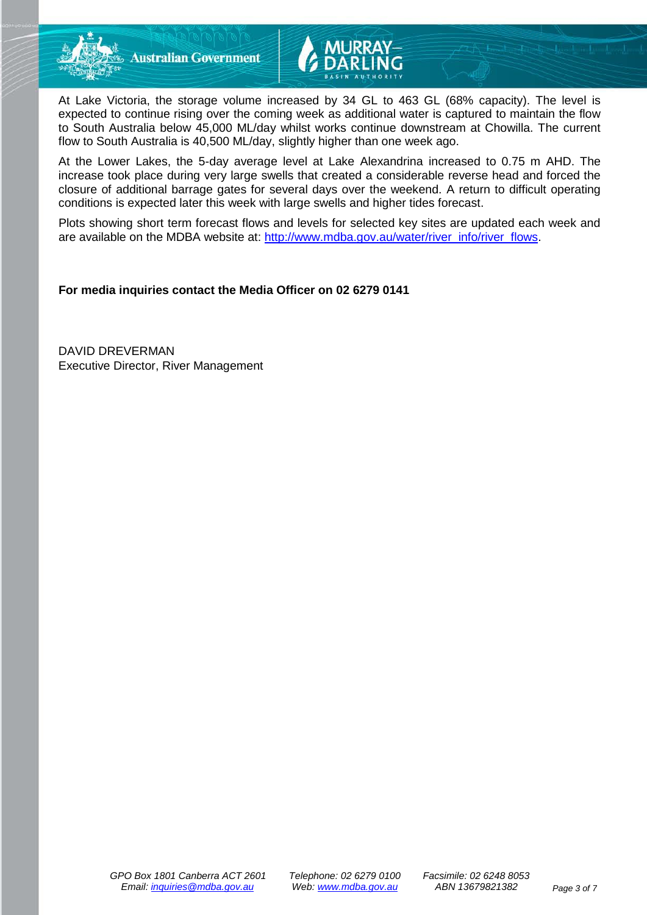At Lake Victoria, the storage volume increased by 34 GL to 463 GL (68% capacity). The level is expected to continue rising over the coming week as additional water is captured to maintain the flow to South Australia below 45,000 ML/day whilst works continue downstream at Chowilla. The current flow to South Australia is 40,500 ML/day, slightly higher than one week ago.

At the Lower Lakes, the 5-day average level at Lake Alexandrina increased to 0.75 m AHD. The increase took place during very large swells that created a considerable reverse head and forced the closure of additional barrage gates for several days over the weekend. A return to difficult operating conditions is expected later this week with large swells and higher tides forecast.

Plots showing short term forecast flows and levels for selected key sites are updated each week and are available on the MDBA website at: [http://www.mdba.gov.au/water/river_info/river_flows](http://www.mdba.gov.au/water/river_info/river_flows).

**For media inquiries contact the Media Officer on 02 6279 0141**

DAVID DREVERMAN
Executive Director, River Management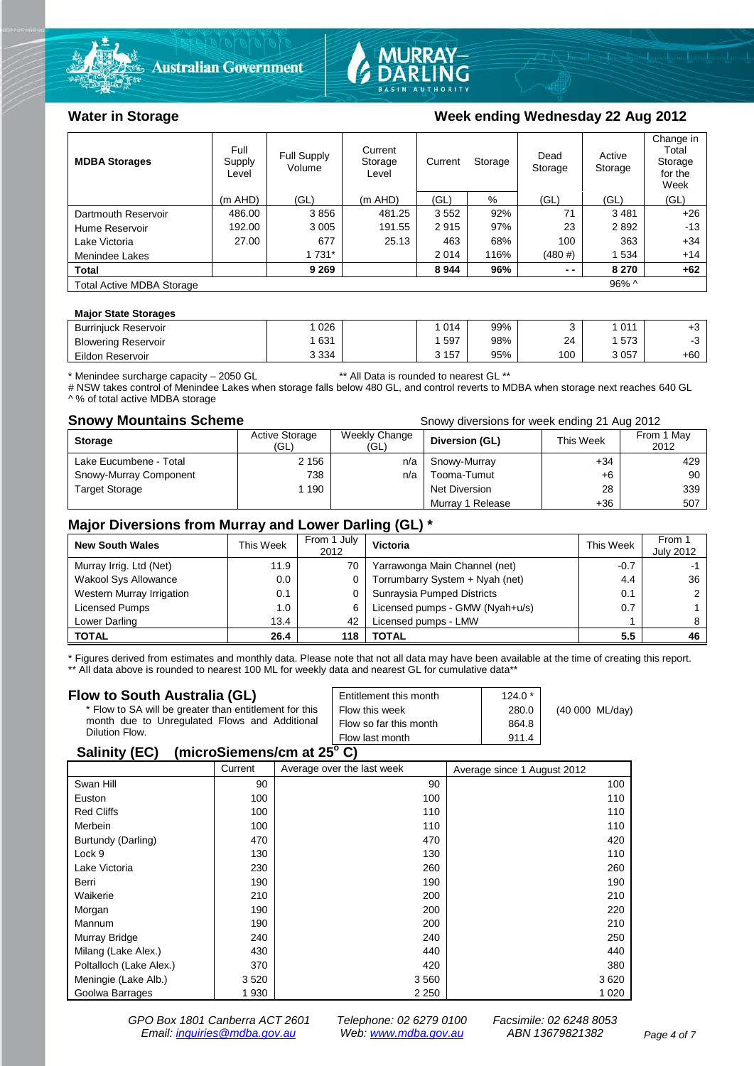## Water in Storage

**Week ending Wednesday 22 Aug 2012**

| MDBA Storages | Full Supply Level | Full Supply Volume | Current Storage Level | Current Storage | | Dead Storage | Active Storage | Change in Total Storage for the Week |
|---|---|---|---|---|---|---|---|---|
| | (m AHD) | (GL) | (m AHD) | (GL) | % | (GL) | (GL) | (GL) |
| Dartmouth Reservoir | 486.00 | 3 856 | 481.25 | 3 552 | 92% | 71 | 3 481 | +26 |
| Hume Reservoir | 192.00 | 3 005 | 191.55 | 2 915 | 97% | 23 | 2 892 | -13 |
| Lake Victoria | 27.00 | 677 | 25.13 | 463 | 68% | 100 | 363 | +34 |
| Menindee Lakes | | 1 731* | | 2 014 | 116% | (480 #) | 1 534 | +14 |
| **Total** | | **9 269** | | **8 944** | **96%** | **- -** | **8 270** | **+62** |
| Total Active MDBA Storage | | | | | | | 96% ^ | |

**Major State Storages**

| | | | | | | | |
|---|---|---|---|---|---|---|---|
| Burrinjuck Reservoir | 1 026 | | 1 014 | 99% | 3 | 1 011 | +3 |
| Blowering Reservoir | 1 631 | | 1 597 | 98% | 24 | 1 573 | -3 |
| Eildon Reservoir | 3 334 | | 3 157 | 95% | 100 | 3 057 | +60 |

\* Menindee surcharge capacity – 2050 GL ** All Data is rounded to nearest GL **

# NSW takes control of Menindee Lakes when storage falls below 480 GL, and control reverts to MDBA when storage next reaches 640 GL

^ % of total active MDBA storage

## Snowy Mountains Scheme

Snowy diversions for week ending 21 Aug 2012

| Storage | Active Storage (GL) | Weekly Change (GL) | Diversion (GL) | This Week | From 1 May 2012 |
|---|---|---|---|---|---|
| Lake Eucumbene - Total | 2 156 | n/a | Snowy-Murray | +34 | 429 |
| Snowy-Murray Component | 738 | n/a | Tooma-Tumut | +6 | 90 |
| Target Storage | 1 190 | | Net Diversion | 28 | 339 |
| | | | Murray 1 Release | +36 | 507 |

## Major Diversions from Murray and Lower Darling (GL) *

| New South Wales | This Week | From 1 July 2012 | Victoria | This Week | From 1 July 2012 |
|---|---|---|---|---|---|
| Murray Irrig. Ltd (Net) | 11.9 | 70 | Yarrawonga Main Channel (net) | -0.7 | -1 |
| Wakool Sys Allowance | 0.0 | 0 | Torrumbarry System + Nyah (net) | 4.4 | 36 |
| Western Murray Irrigation | 0.1 | 0 | Sunraysia Pumped Districts | 0.1 | 2 |
| Licensed Pumps | 1.0 | 6 | Licensed pumps - GMW (Nyah+u/s) | 0.7 | 1 |
| Lower Darling | 13.4 | 42 | Licensed pumps - LMW | 1 | 8 |
| **TOTAL** | **26.4** | **118** | **TOTAL** | **5.5** | **46** |

\* Figures derived from estimates and monthly data. Please note that not all data may have been available at the time of creating this report.

** All data above is rounded to nearest 100 ML for weekly data and nearest GL for cumulative data**

## Flow to South Australia (GL)

\* Flow to SA will be greater than entitlement for this month due to Unregulated Flows and Additional Dilution Flow.

| | | |
|---|---|---|
| Entitlement this month | 124.0 * | |
| Flow this week | 280.0 | (40 000 ML/day) |
| Flow so far this month | 864.8 | |
| Flow last month | 911.4 | |

## Salinity (EC) (microSiemens/cm at 25° C)

| | Current | Average over the last week | Average since 1 August 2012 |
|---|---|---|---|
| Swan Hill | 90 | 90 | 100 |
| Euston | 100 | 100 | 110 |
| Red Cliffs | 100 | 110 | 110 |
| Merbein | 100 | 110 | 110 |
| Burtundy (Darling) | 470 | 470 | 420 |
| Lock 9 | 130 | 130 | 110 |
| Lake Victoria | 230 | 260 | 260 |
| Berri | 190 | 190 | 190 |
| Waikerie | 210 | 200 | 210 |
| Morgan | 190 | 200 | 220 |
| Mannum | 190 | 200 | 210 |
| Murray Bridge | 240 | 240 | 250 |
| Milang (Lake Alex.) | 430 | 440 | 440 |
| Poltalloch (Lake Alex.) | 370 | 420 | 380 |
| Meningie (Lake Alb.) | 3 520 | 3 560 | 3 620 |
| Goolwa Barrages | 1 930 | 2 250 | 1 020 |

*GPO Box 1801 Canberra ACT 2601 Telephone: 02 6279 0100 Facsimile: 02 6248 8053*
*Email: inquiries@mdba.gov.au Web: www.mdba.gov.au ABN 13679821382*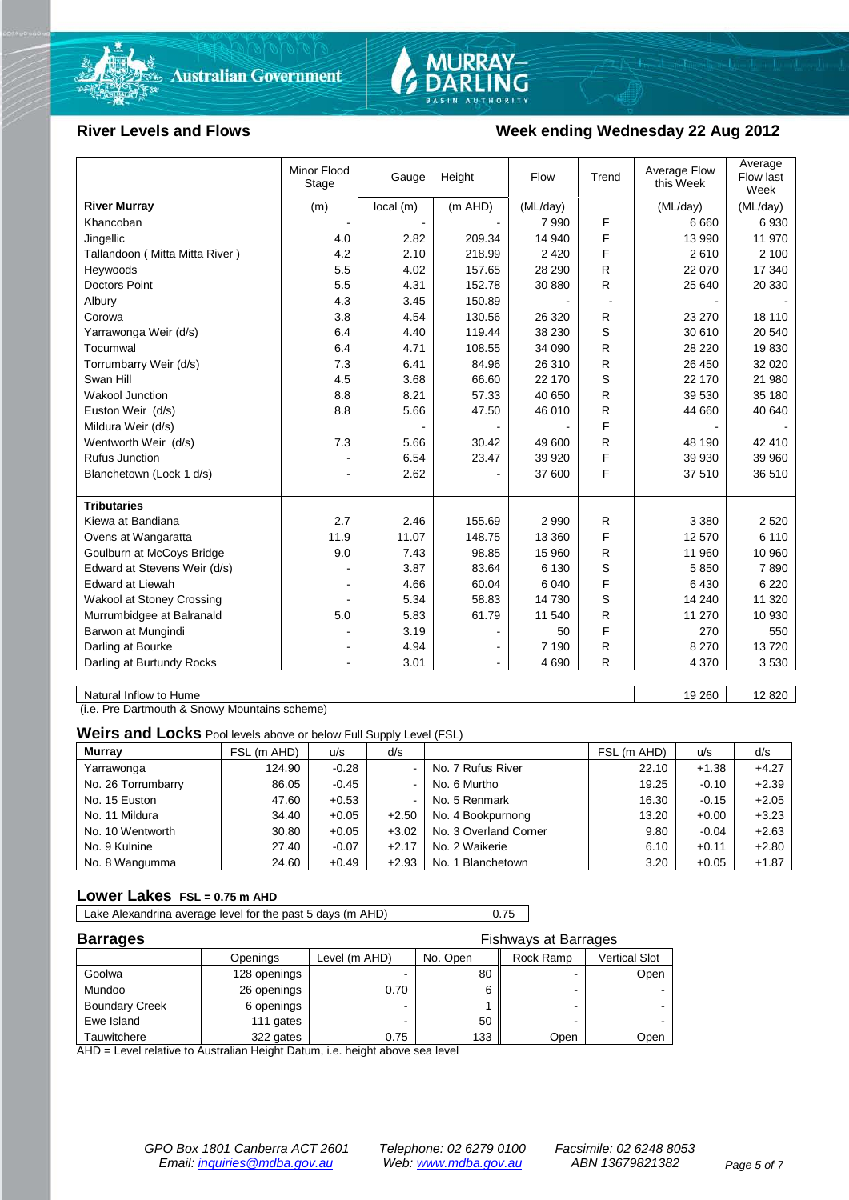## River Levels and Flows

## Week ending Wednesday 22 Aug 2012

| River Murray | Minor Flood Stage (m) | Gauge Height local (m) | Height (m AHD) | Flow (ML/day) | Trend | Average Flow this Week (ML/day) | Average Flow last Week (ML/day) |
|---|---|---|---|---|---|---|---|
| Khancoban | - | - | - | 7 990 | F | 6 660 | 6 930 |
| Jingellic | 4.0 | 2.82 | 209.34 | 14 940 | F | 13 990 | 11 970 |
| Tallandoon ( Mitta Mitta River ) | 4.2 | 2.10 | 218.99 | 2 420 | F | 2 610 | 2 100 |
| Heywoods | 5.5 | 4.02 | 157.65 | 28 290 | R | 22 070 | 17 340 |
| Doctors Point | 5.5 | 4.31 | 152.78 | 30 880 | R | 25 640 | 20 330 |
| Albury | 4.3 | 3.45 | 150.89 | - | - | - | - |
| Corowa | 3.8 | 4.54 | 130.56 | 26 320 | R | 23 270 | 18 110 |
| Yarrawonga Weir (d/s) | 6.4 | 4.40 | 119.44 | 38 230 | S | 30 610 | 20 540 |
| Tocumwal | 6.4 | 4.71 | 108.55 | 34 090 | R | 28 220 | 19 830 |
| Torrumbarry Weir (d/s) | 7.3 | 6.41 | 84.96 | 26 310 | R | 26 450 | 32 020 |
| Swan Hill | 4.5 | 3.68 | 66.60 | 22 170 | S | 22 170 | 21 980 |
| Wakool Junction | 8.8 | 8.21 | 57.33 | 40 650 | R | 39 530 | 35 180 |
| Euston Weir (d/s) | 8.8 | 5.66 | 47.50 | 46 010 | R | 44 660 | 40 640 |
| Mildura Weir (d/s) | | - | - | - | F | - | - |
| Wentworth Weir (d/s) | 7.3 | 5.66 | 30.42 | 49 600 | R | 48 190 | 42 410 |
| Rufus Junction | - | 6.54 | 23.47 | 39 920 | F | 39 930 | 39 960 |
| Blanchetown (Lock 1 d/s) | - | 2.62 | - | 37 600 | F | 37 510 | 36 510 |
| **Tributaries** | | | | | | | |
| Kiewa at Bandiana | 2.7 | 2.46 | 155.69 | 2 990 | R | 3 380 | 2 520 |
| Ovens at Wangaratta | 11.9 | 11.07 | 148.75 | 13 360 | F | 12 570 | 6 110 |
| Goulburn at McCoys Bridge | 9.0 | 7.43 | 98.85 | 15 960 | R | 11 960 | 10 960 |
| Edward at Stevens Weir (d/s) | - | 3.87 | 83.64 | 6 130 | S | 5 850 | 7 890 |
| Edward at Liewah | - | 4.66 | 60.04 | 6 040 | F | 6 430 | 6 220 |
| Wakool at Stoney Crossing | - | 5.34 | 58.83 | 14 730 | S | 14 240 | 11 320 |
| Murrumbidgee at Balranald | 5.0 | 5.83 | 61.79 | 11 540 | R | 11 270 | 10 930 |
| Barwon at Mungindi | - | 3.19 | - | 50 | F | 270 | 550 |
| Darling at Bourke | - | 4.94 | - | 7 190 | R | 8 270 | 13 720 |
| Darling at Burtundy Rocks | - | 3.01 | - | 4 690 | R | 4 370 | 3 530 |

| Natural Inflow to Hume | This Week | Last Week |
|---|---|---|
| Natural Inflow to Hume | 19 260 | 12 820 |

(i.e. Pre Dartmouth & Snowy Mountains scheme)

### Weirs and Locks
Pool levels above or below Full Supply Level (FSL)

| Murray | FSL (m AHD) | u/s | d/s | | FSL (m AHD) | u/s | d/s |
|---|---|---|---|---|---|---|---|
| Yarrawonga | 124.90 | -0.28 | - | No. 7 Rufus River | 22.10 | +1.38 | +4.27 |
| No. 26 Torrumbarry | 86.05 | -0.45 | - | No. 6 Murtho | 19.25 | -0.10 | +2.39 |
| No. 15 Euston | 47.60 | +0.53 | - | No. 5 Renmark | 16.30 | -0.15 | +2.05 |
| No. 11 Mildura | 34.40 | +0.05 | +2.50 | No. 4 Bookpurnong | 13.20 | +0.00 | +3.23 |
| No. 10 Wentworth | 30.80 | +0.05 | +3.02 | No. 3 Overland Corner | 9.80 | -0.04 | +2.63 |
| No. 9 Kulnine | 27.40 | -0.07 | +2.17 | No. 2 Waikerie | 6.10 | +0.11 | +2.80 |
| No. 8 Wangumma | 24.60 | +0.49 | +2.93 | No. 1 Blanchetown | 3.20 | +0.05 | +1.87 |

### Lower Lakes
FSL = 0.75 m AHD

| Lake Alexandrina average level for the past 5 days (m AHD) | 0.75 |
|---|---|

### Barrages

| | Openings | Level (m AHD) | No. Open | Fishways at Barrages: Rock Ramp | Vertical Slot |
|---|---|---|---|---|---|
| Goolwa | 128 openings | - | 80 | - | Open |
| Mundoo | 26 openings | 0.70 | 6 | - | - |
| Boundary Creek | 6 openings | - | 1 | - | - |
| Ewe Island | 111 gates | - | 50 | - | - |
| Tauwitchere | 322 gates | 0.75 | 133 | Open | Open |

AHD = Level relative to Australian Height Datum, i.e. height above sea level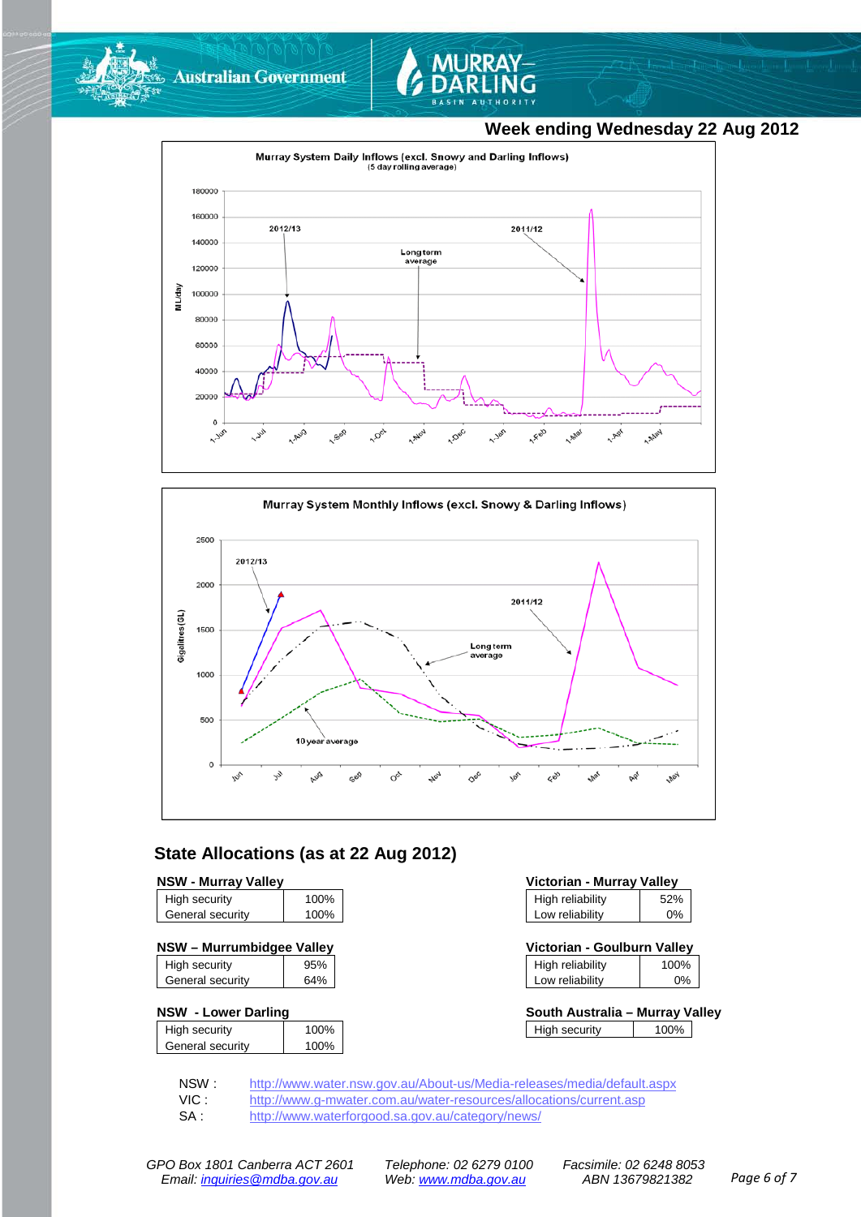## Week ending Wednesday 22 Aug 2012

Murray System Daily Inflows (excl. Snowy and Darling Inflows)
(5 day rolling average)

Murray System Monthly Inflows (excl. Snowy & Darling Inflows)

## State Allocations (as at 22 Aug 2012)

**NSW - Murray Valley**

| | |
|---|---|
| High security | 100% |
| General security | 100% |

**NSW – Murrumbidgee Valley**

| | |
|---|---|
| High security | 95% |
| General security | 64% |

**NSW - Lower Darling**

| | |
|---|---|
| High security | 100% |
| General security | 100% |

**Victorian - Murray Valley**

| | |
|---|---|
| High reliability | 52% |
| Low reliability | 0% |

**Victorian - Goulburn Valley**

| | |
|---|---|
| High reliability | 100% |
| Low reliability | 0% |

**South Australia – Murray Valley**

| | |
|---|---|
| High security | 100% |

NSW : http://www.water.nsw.gov.au/About-us/Media-releases/media/default.aspx

VIC : http://www.g-mwater.com.au/water-resources/allocations/current.asp

SA : http://www.waterforgood.sa.gov.au/category/news/

*GPO Box 1801 Canberra ACT 2601 Email: inquiries@mdba.gov.au*
*Telephone: 02 6279 0100 Web: www.mdba.gov.au*
*Facsimile: 02 6248 8053 ABN 13679821382*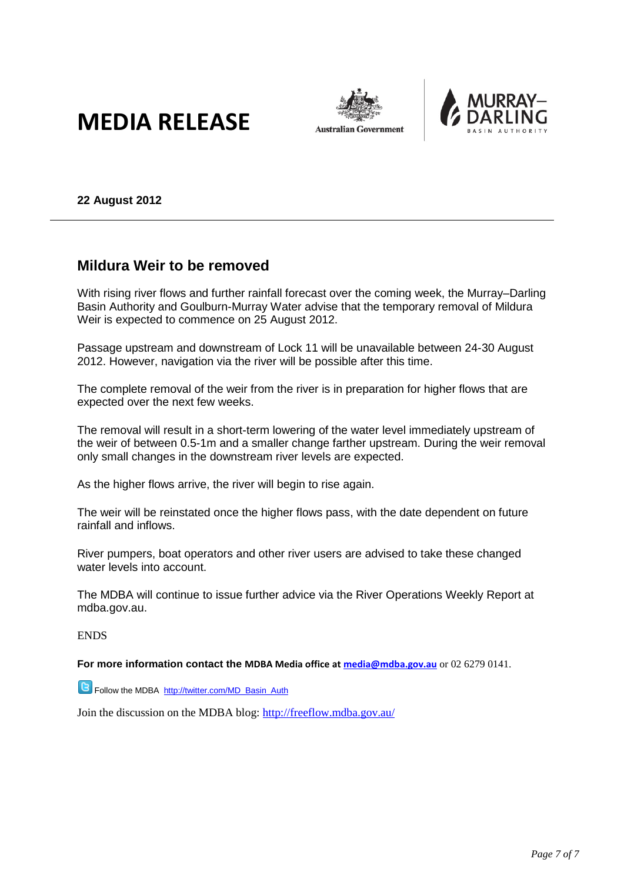# MEDIA RELEASE

Australian Government

MURRAY–DARLING BASIN AUTHORITY

**22 August 2012**

---

## Mildura Weir to be removed

With rising river flows and further rainfall forecast over the coming week, the Murray–Darling Basin Authority and Goulburn-Murray Water advise that the temporary removal of Mildura Weir is expected to commence on 25 August 2012.

Passage upstream and downstream of Lock 11 will be unavailable between 24-30 August 2012. However, navigation via the river will be possible after this time.

The complete removal of the weir from the river is in preparation for higher flows that are expected over the next few weeks.

The removal will result in a short-term lowering of the water level immediately upstream of the weir of between 0.5-1m and a smaller change farther upstream. During the weir removal only small changes in the downstream river levels are expected.

As the higher flows arrive, the river will begin to rise again.

The weir will be reinstated once the higher flows pass, with the date dependent on future rainfall and inflows.

River pumpers, boat operators and other river users are advised to take these changed water levels into account.

The MDBA will continue to issue further advice via the River Operations Weekly Report at mdba.gov.au.

ENDS

**For more information contact the MDBA Media office at [media@mdba.gov.au](mailto:media@mdba.gov.au)** or 02 6279 0141.

Follow the MDBA [http://twitter.com/MD_Basin_Auth](http://twitter.com/MD_Basin_Auth)

Join the discussion on the MDBA blog: [http://freeflow.mdba.gov.au/](http://freeflow.mdba.gov.au/)